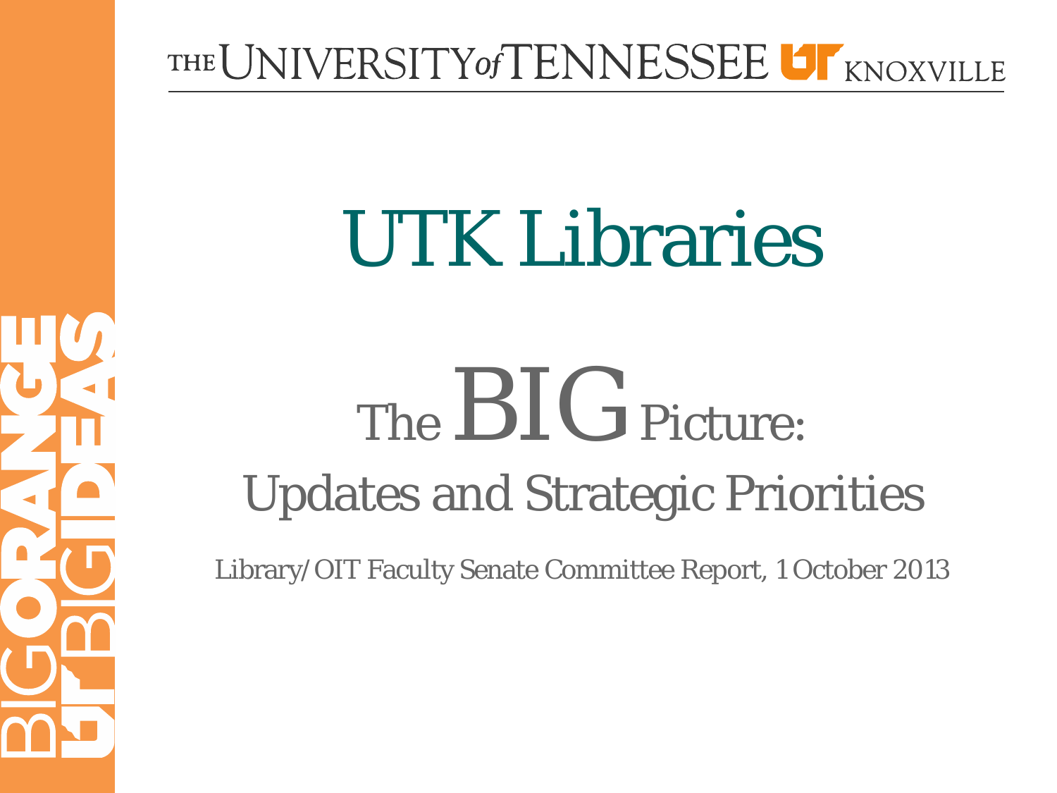THE UNIVERSITY of TENNESSEE KNOXVILLE

# UTK Libraries

## The BIG Picture: Updates and Strategic Priorities

Library/OIT Faculty Senate Committee Report, 1 October 2013

BIG ORANGE BIG IDEAS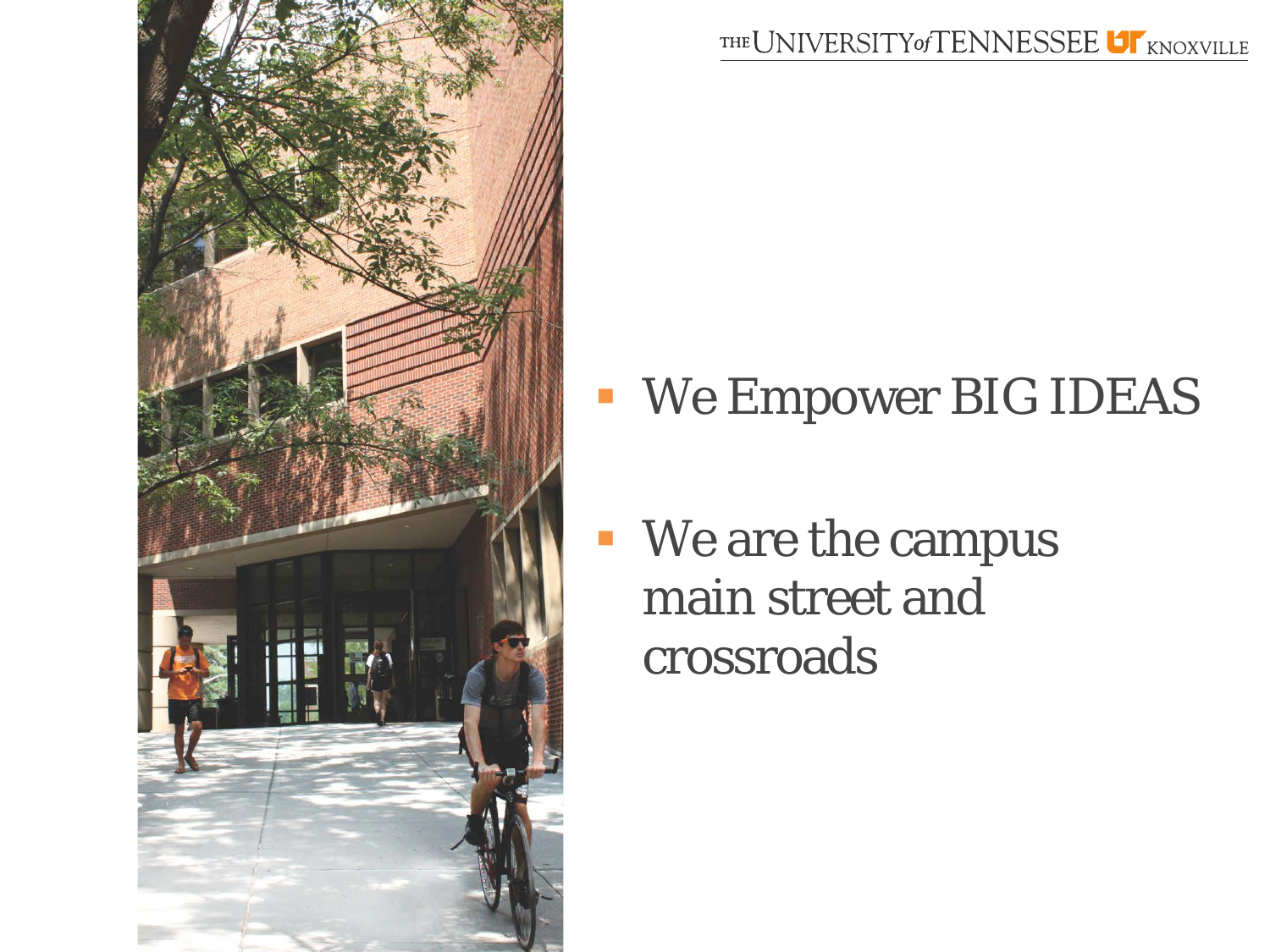- We Empower BIG IDEAS
- We are the campus main street and crossroads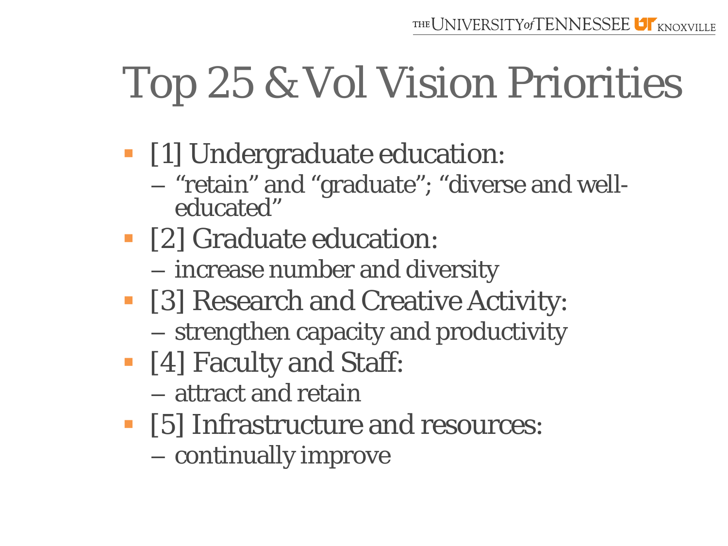# Top 25 & Vol Vision Priorities

- [1] Undergraduate education:
  - “retain” and “graduate”; “diverse and well-educated”
- [2] Graduate education:
  - increase number and diversity
- [3] Research and Creative Activity:
  - strengthen capacity and productivity
- [4] Faculty and Staff:
  - attract and retain
- [5] Infrastructure and resources:
  - continually improve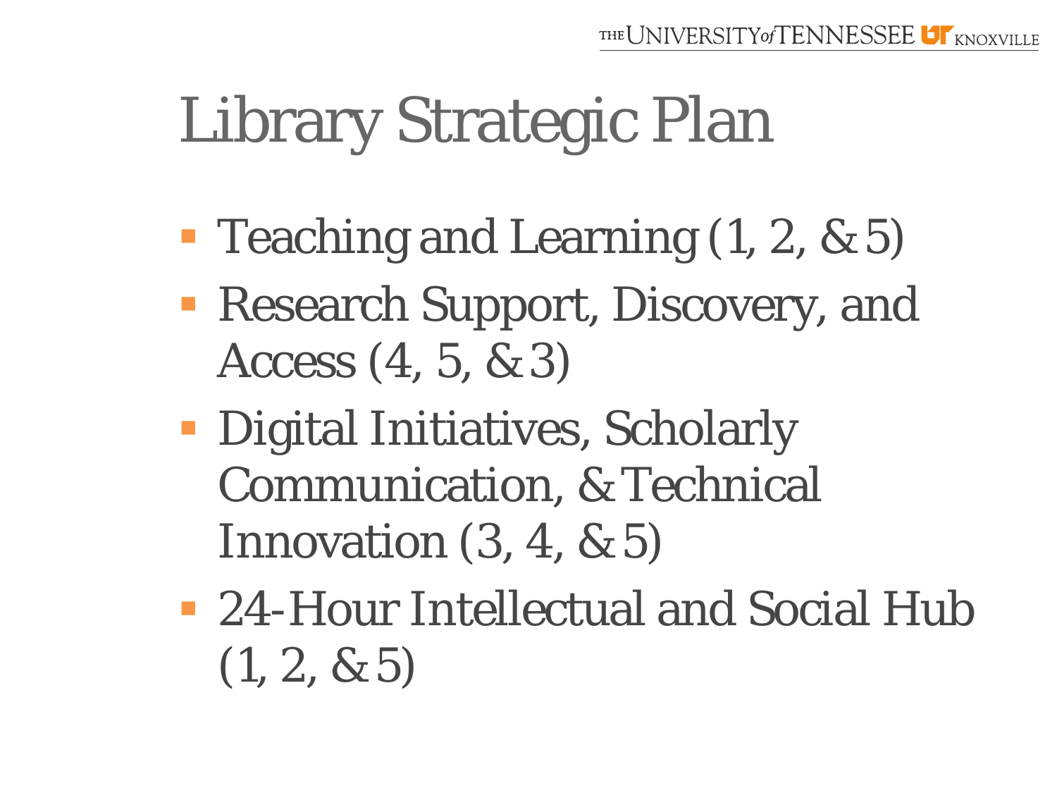# Library Strategic Plan

- Teaching and Learning (1, 2, & 5)
- Research Support, Discovery, and Access (4, 5, & 3)
- Digital Initiatives, Scholarly Communication, & Technical Innovation (3, 4, & 5)
- 24-Hour Intellectual and Social Hub (1, 2, & 5)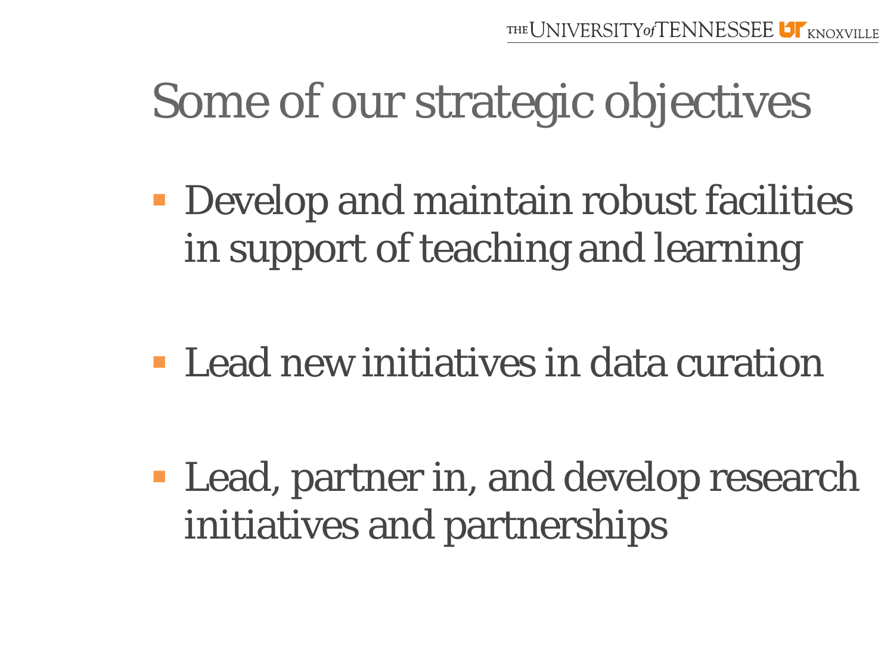# Some of our strategic objectives

- Develop and maintain robust facilities in support of teaching and learning
- Lead new initiatives in data curation
- Lead, partner in, and develop research initiatives and partnerships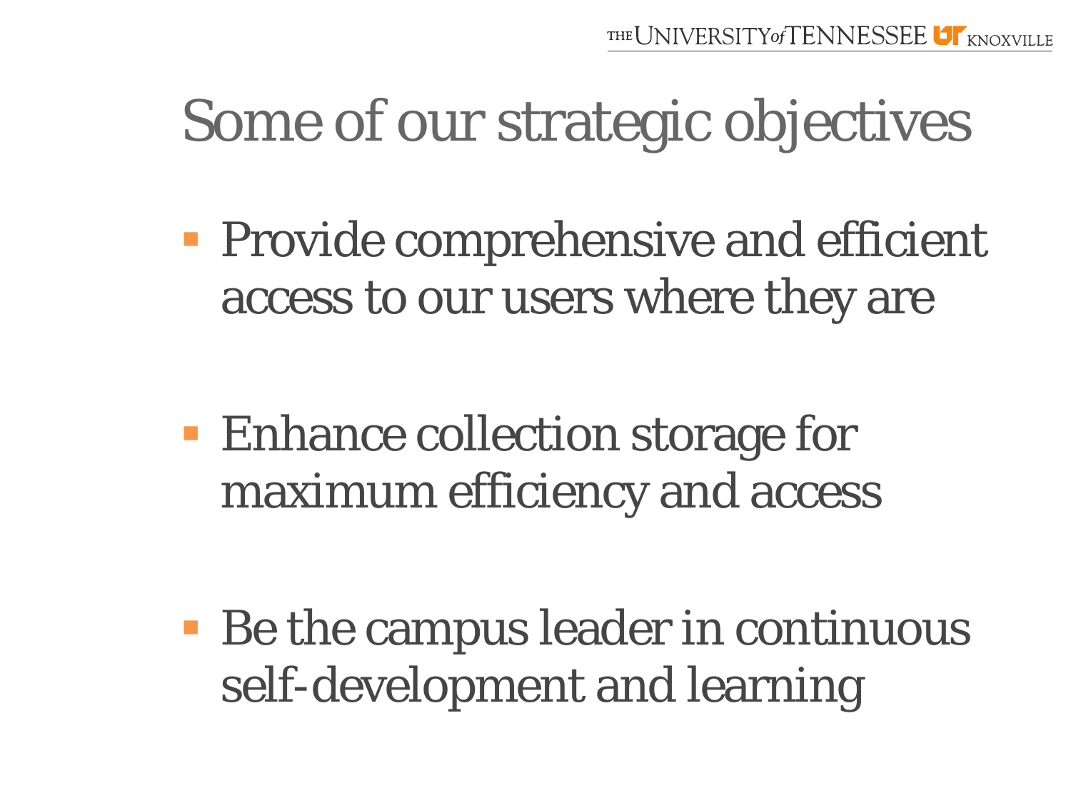# Some of our strategic objectives

- Provide comprehensive and efficient access to our users where they are

- Enhance collection storage for maximum efficiency and access

- Be the campus leader in continuous self-development and learning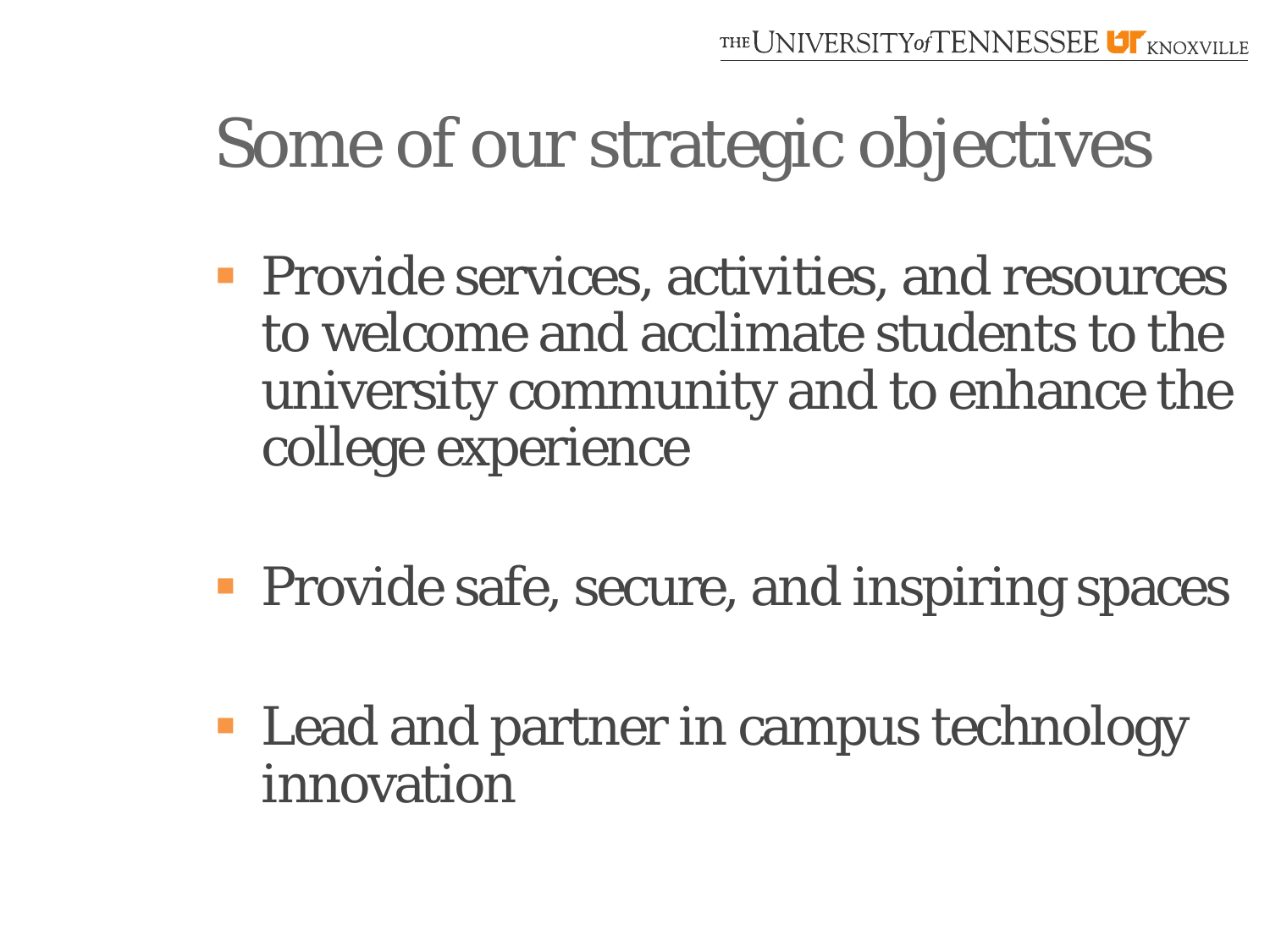# Some of our strategic objectives

- Provide services, activities, and resources to welcome and acclimate students to the university community and to enhance the college experience
- Provide safe, secure, and inspiring spaces
- Lead and partner in campus technology innovation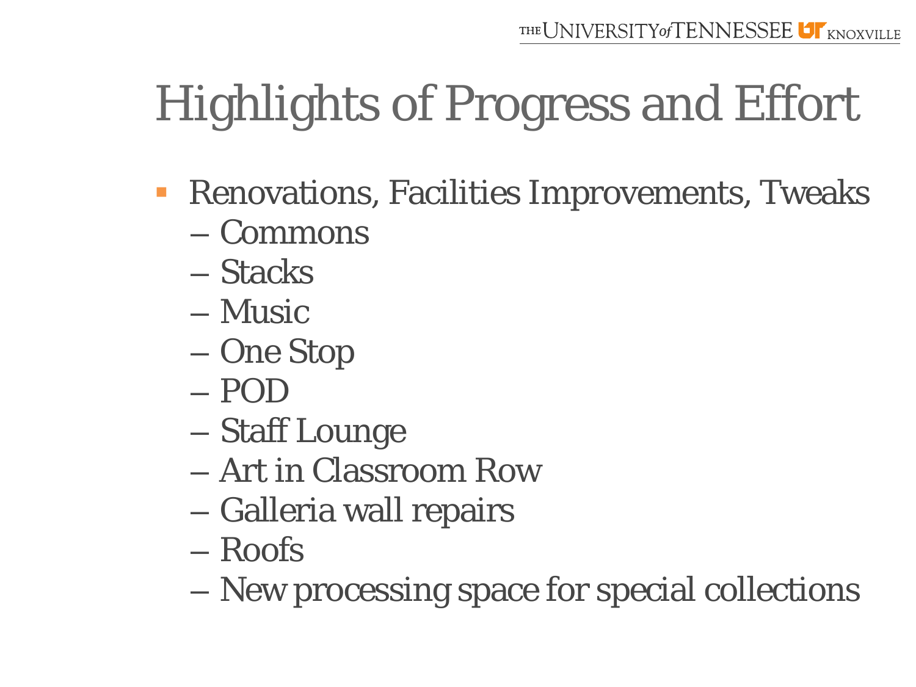# Highlights of Progress and Effort

- Renovations, Facilities Improvements, Tweaks
  - Commons
  - Stacks
  - Music
  - One Stop
  - POD
  - Staff Lounge
  - Art in Classroom Row
  - Galleria wall repairs
  - Roofs
  - New processing space for special collections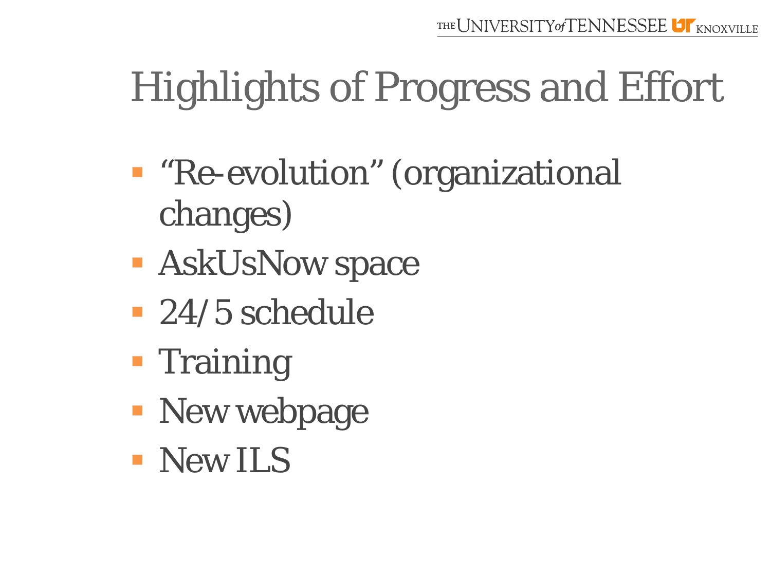# Highlights of Progress and Effort

- "Re-evolution" (organizational changes)
- AskUsNow space
- 24/5 schedule
- Training
- New webpage
- New ILS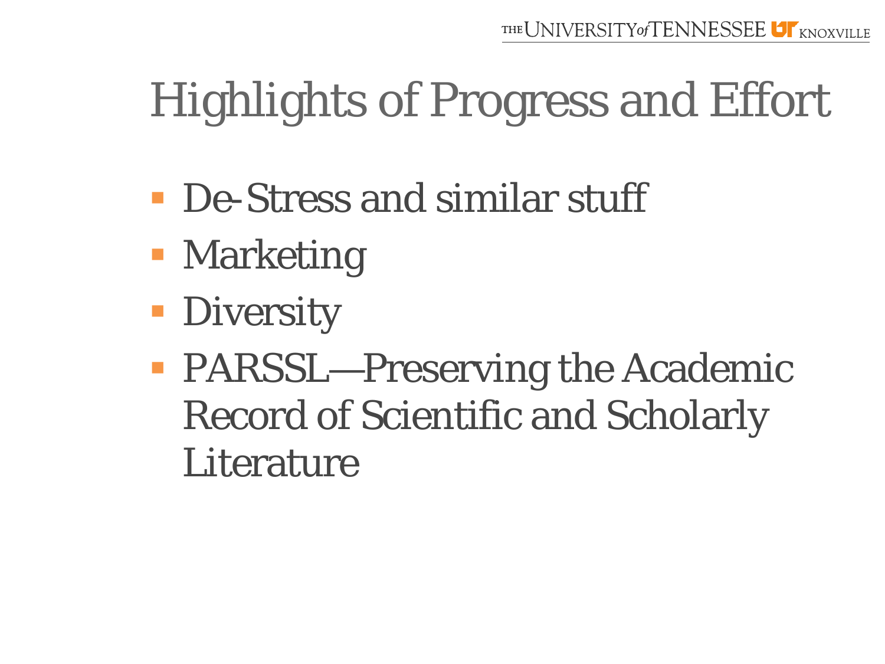# Highlights of Progress and Effort

- De-Stress and similar stuff
- Marketing
- Diversity
- PARSSL—Preserving the Academic Record of Scientific and Scholarly Literature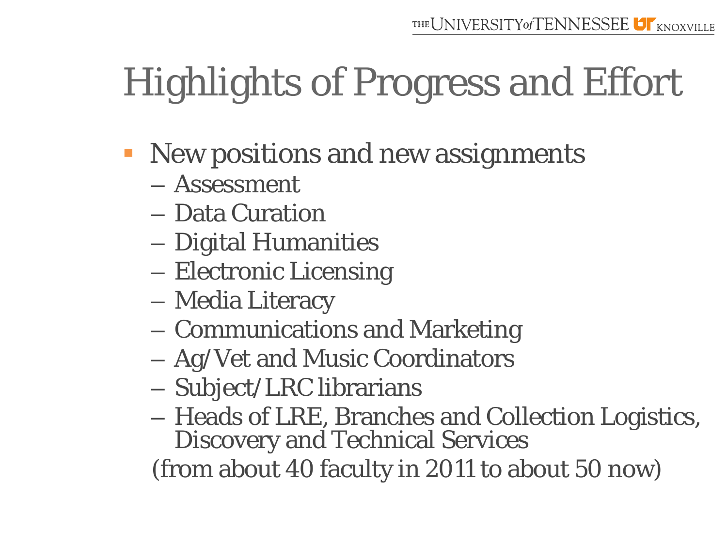# Highlights of Progress and Effort

- New positions and new assignments
  - Assessment
  - Data Curation
  - Digital Humanities
  - Electronic Licensing
  - Media Literacy
  - Communications and Marketing
  - Ag/Vet and Music Coordinators
  - Subject/LRC librarians
  - Heads of LRE, Branches and Collection Logistics, Discovery and Technical Services

  (from about 40 faculty in 2011 to about 50 now)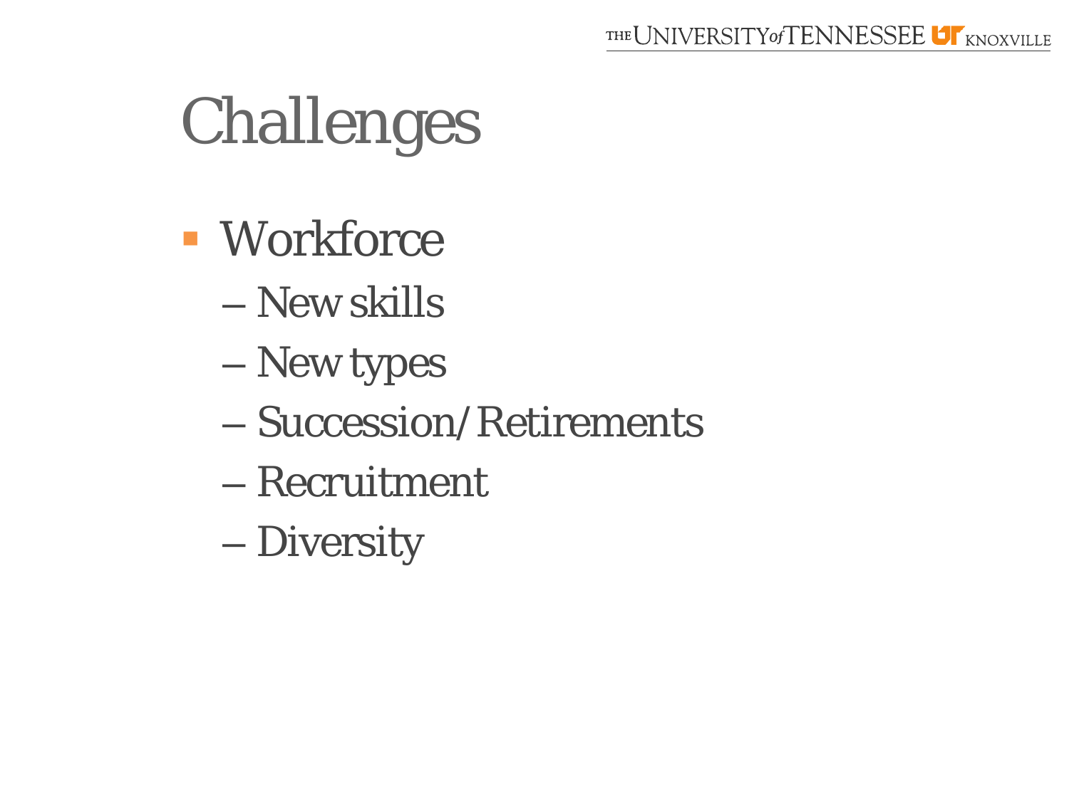# Challenges

- Workforce
  - New skills
  - New types
  - Succession/Retirements
  - Recruitment
  - Diversity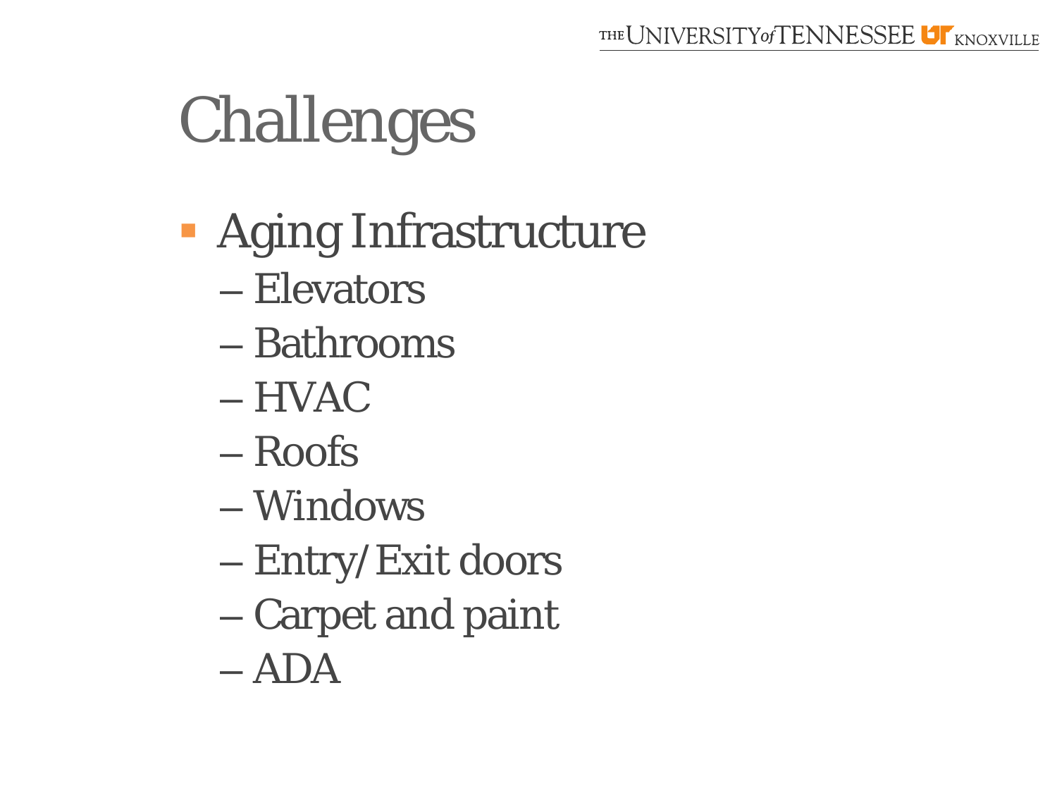# Challenges

- Aging Infrastructure
  - Elevators
  - Bathrooms
  - HVAC
  - Roofs
  - Windows
  - Entry/Exit doors
  - Carpet and paint
  - ADA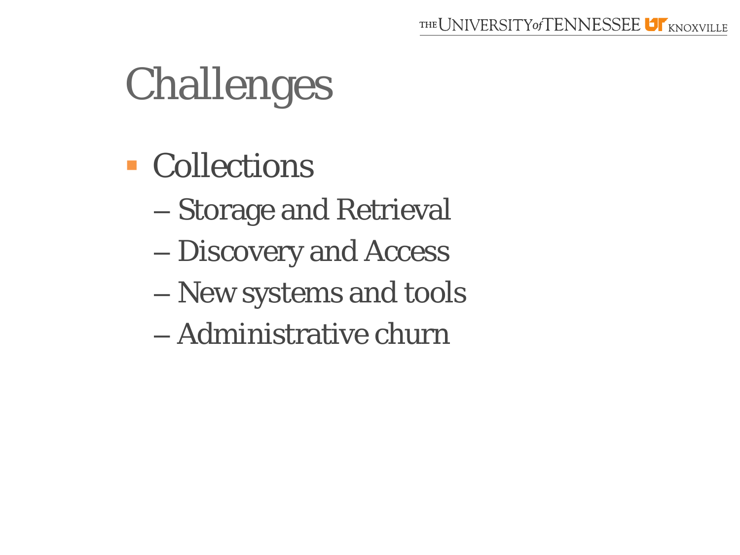# Challenges

- Collections
  - Storage and Retrieval
  - Discovery and Access
  - New systems and tools
  - Administrative churn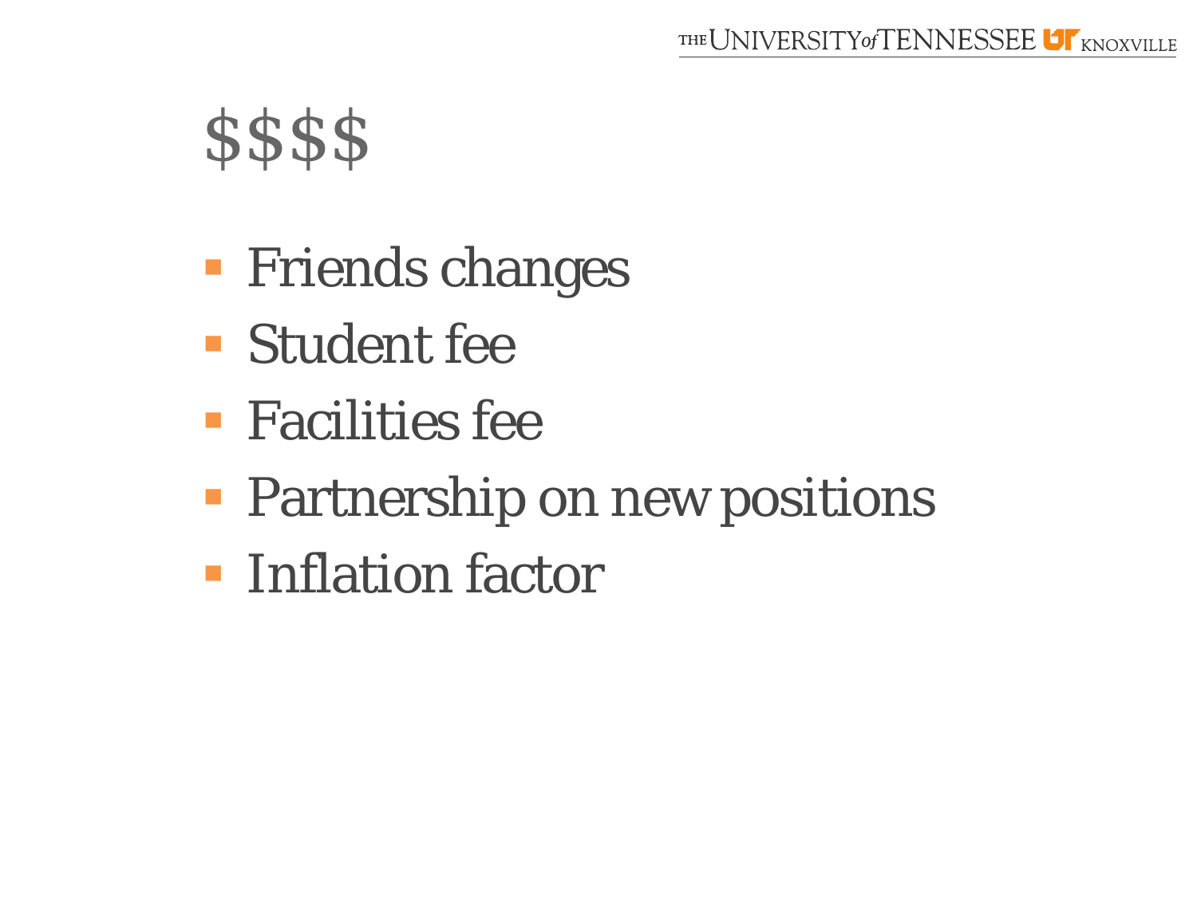# $$$$

- Friends changes
- Student fee
- Facilities fee
- Partnership on new positions
- Inflation factor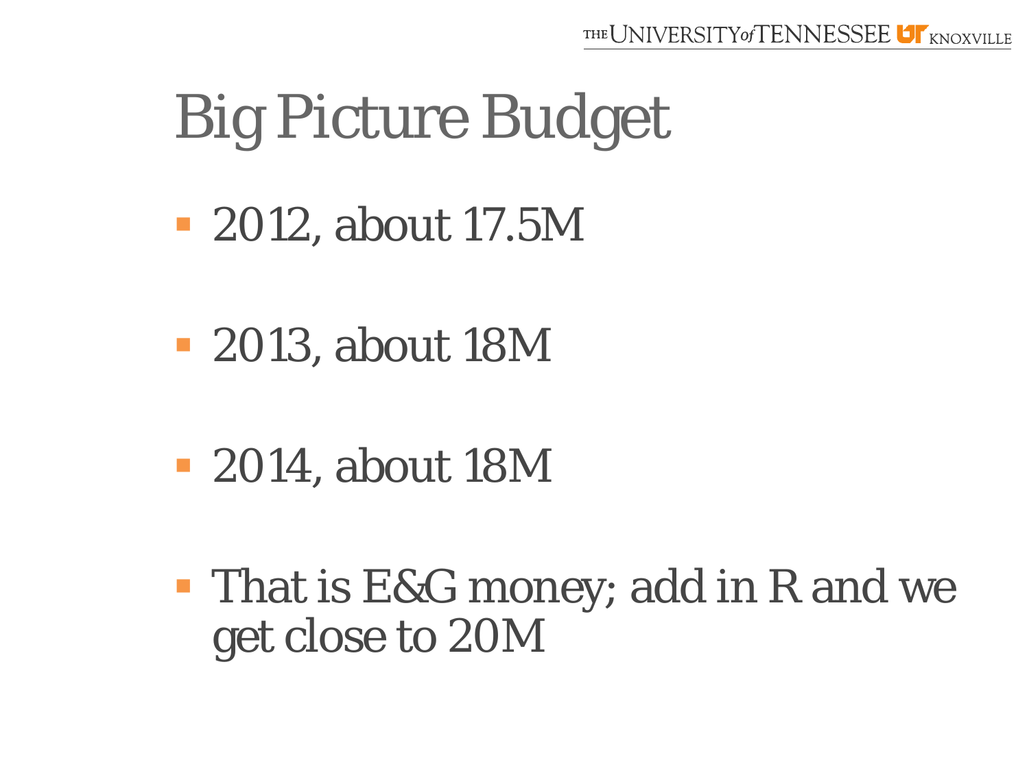# Big Picture Budget

- 2012, about 17.5M
- 2013, about 18M
- 2014, about 18M
- That is E&G money; add in R and we get close to 20M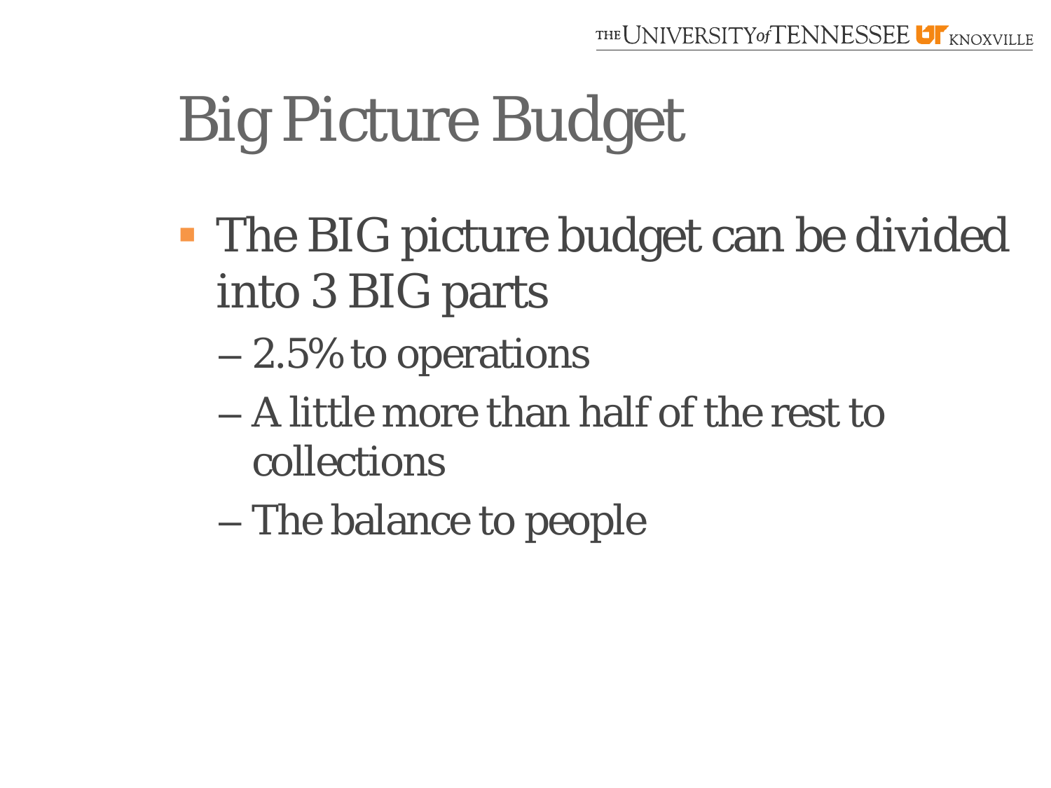# Big Picture Budget

- The BIG picture budget can be divided into 3 BIG parts
  - 2.5% to operations
  - A little more than half of the rest to collections
  - The balance to people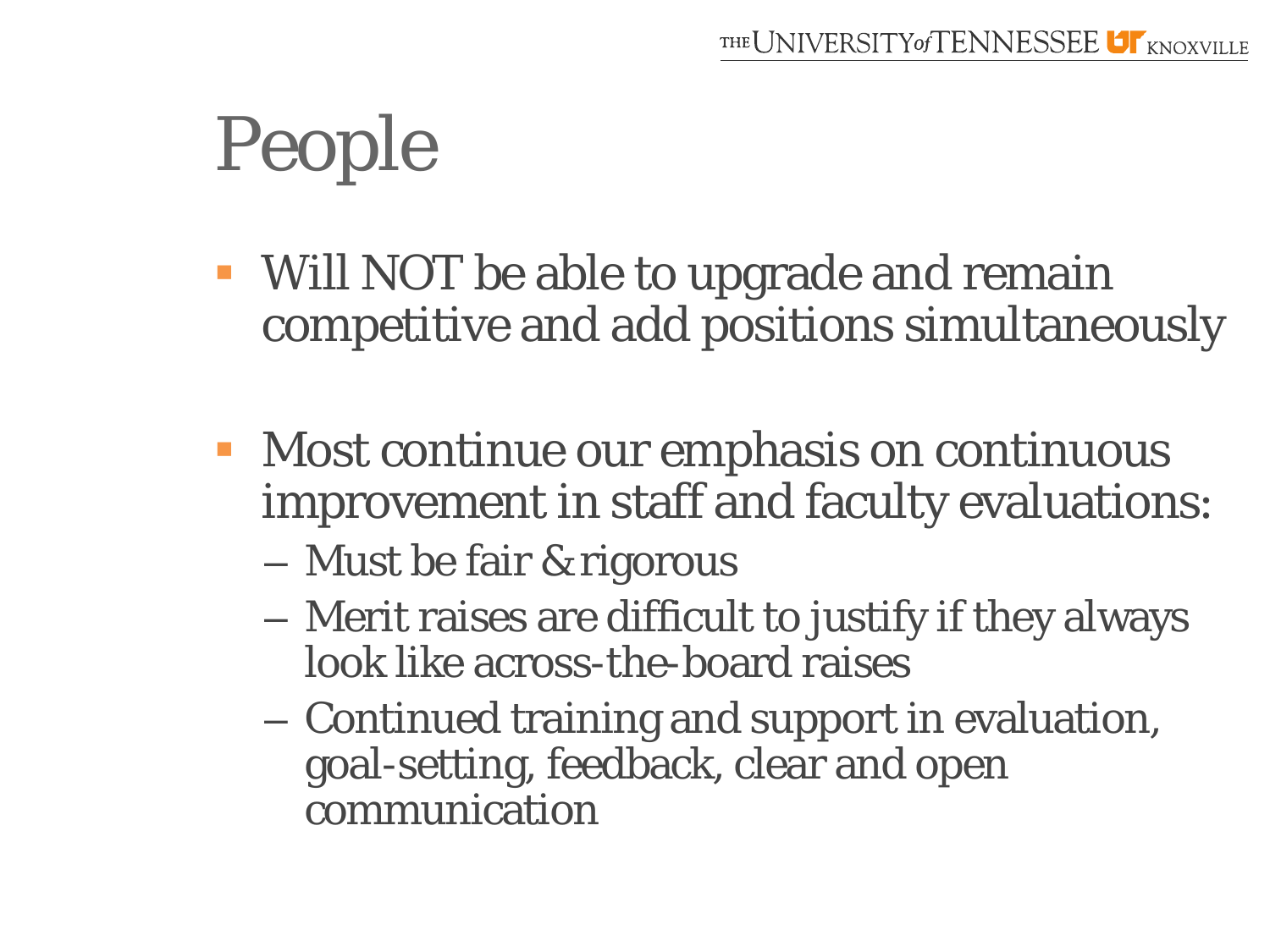# People

- Will NOT be able to upgrade and remain competitive and add positions simultaneously

- Most continue our emphasis on continuous improvement in staff and faculty evaluations:
  - Must be fair & rigorous
  - Merit raises are difficult to justify if they always look like across-the-board raises
  - Continued training and support in evaluation, goal-setting, feedback, clear and open communication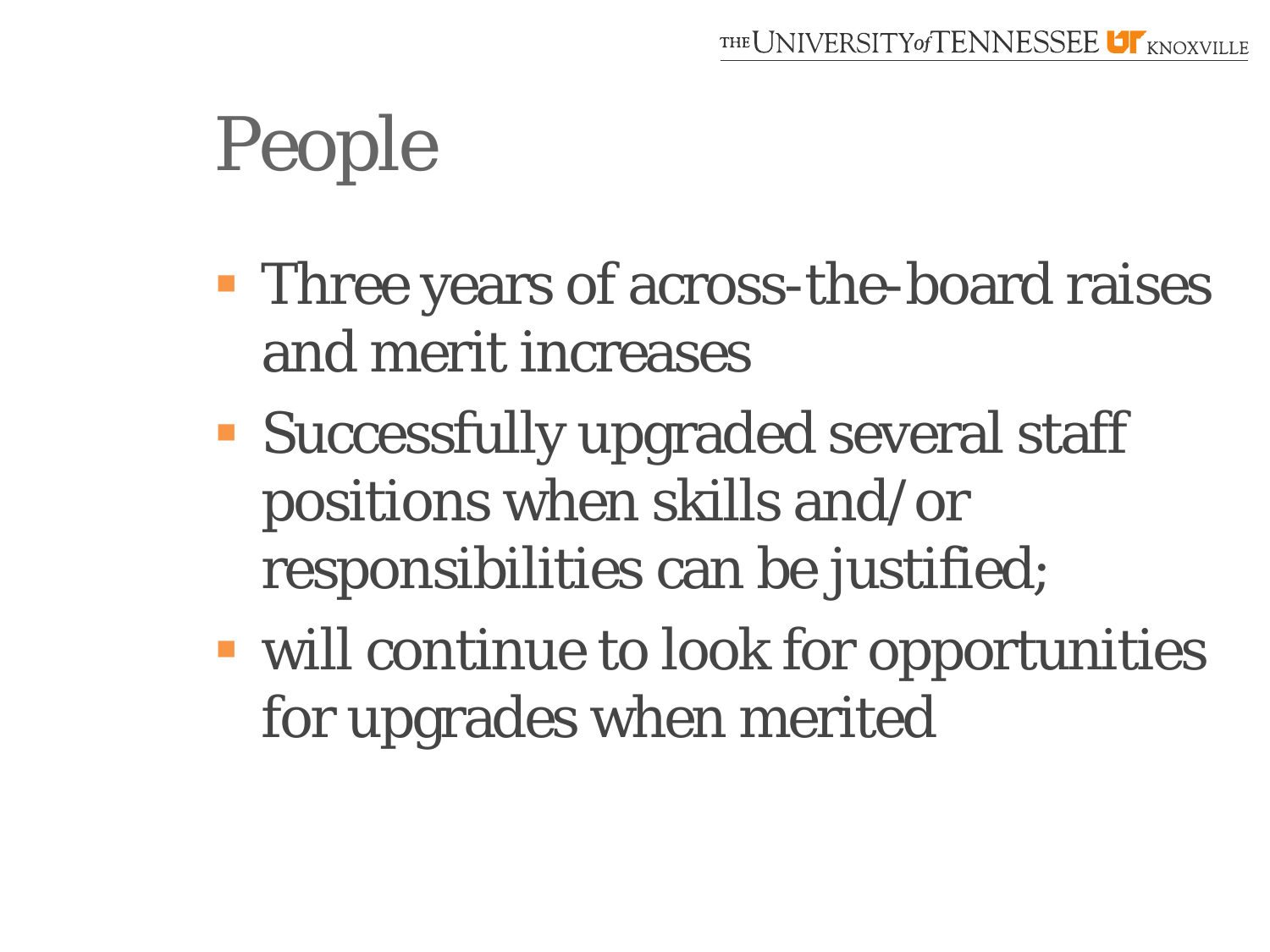# People

- Three years of across-the-board raises and merit increases
- Successfully upgraded several staff positions when skills and/or responsibilities can be justified;
- will continue to look for opportunities for upgrades when merited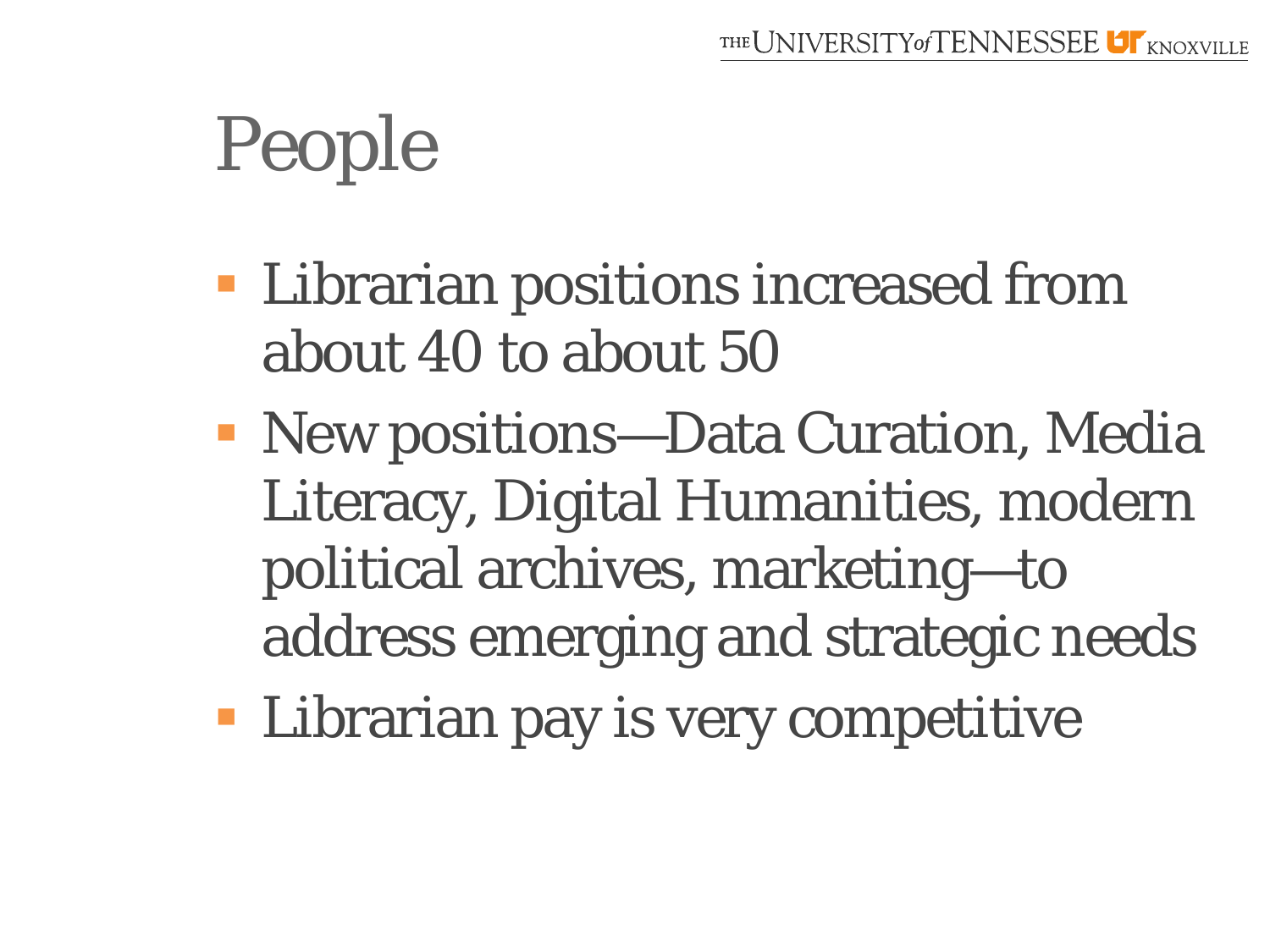# People

- Librarian positions increased from about 40 to about 50
- New positions—Data Curation, Media Literacy, Digital Humanities, modern political archives, marketing—to address emerging and strategic needs
- Librarian pay is very competitive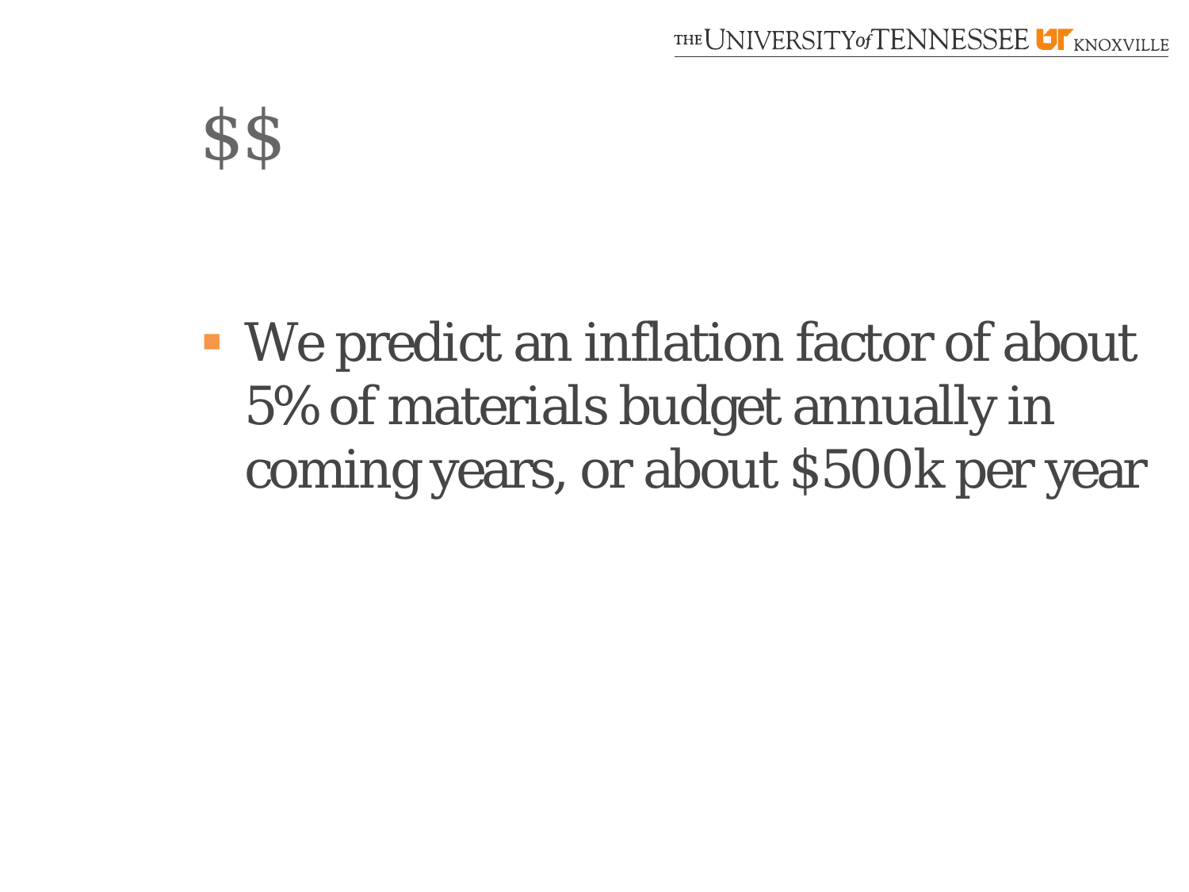# $$

- We predict an inflation factor of about 5% of materials budget annually in coming years, or about $500k per year